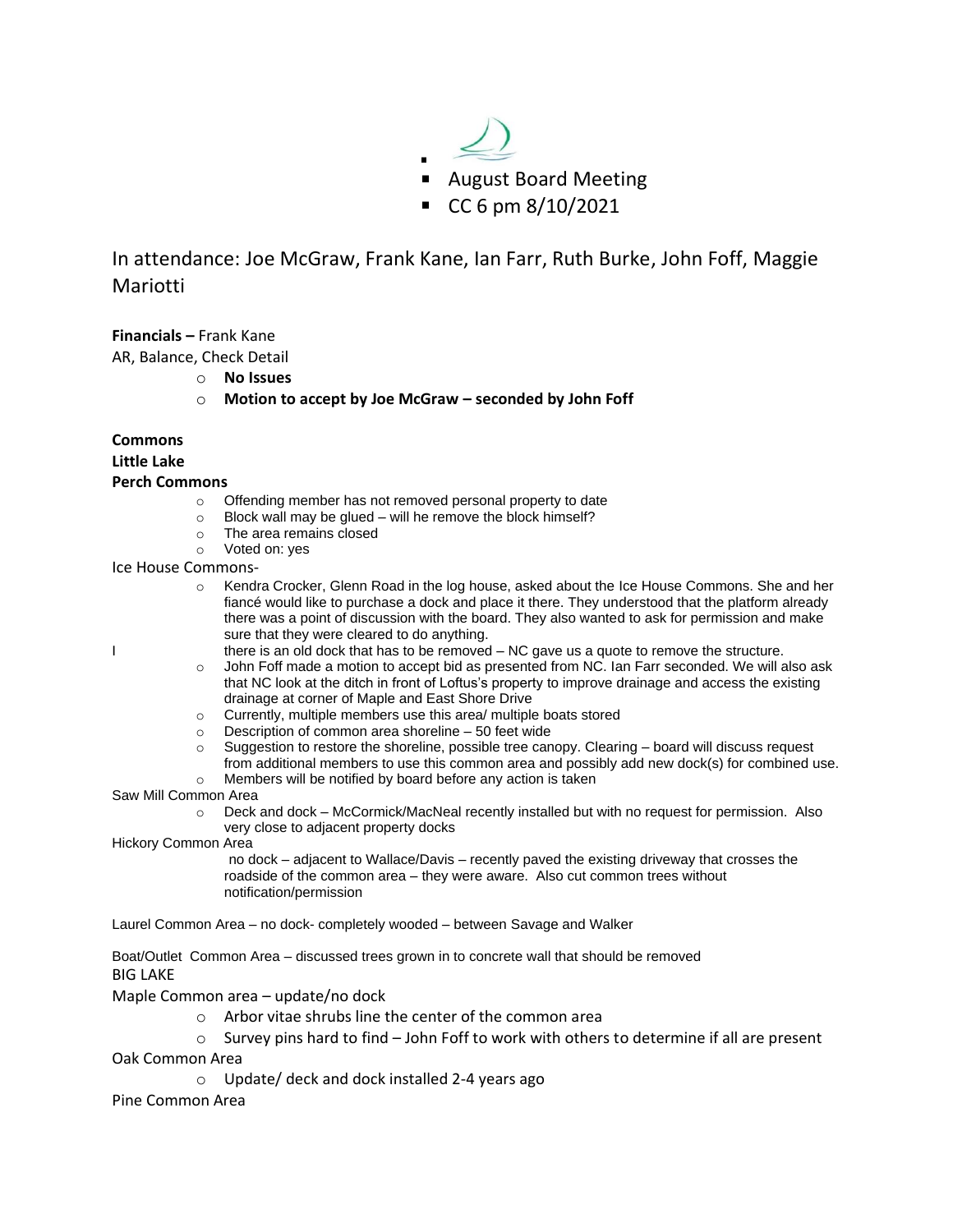- August Board Meeting
- CC 6 pm 8/10/2021

In attendance: Joe McGraw, Frank Kane, Ian Farr, Ruth Burke, John Foff, Maggie Mariotti

**Financials –** Frank Kane

AR, Balance, Check Detail

- **No Issues**
- **Motion to accept by Joe McGraw – seconded by John Foff**

**Commons**

**Little Lake**

**Perch Commons**

- Offending member has not removed personal property to date
- Block wall may be glued – will he remove the block himself?
- The area remains closed
- Voted on: yes

Ice House Commons-

- Kendra Crocker, Glenn Road in the log house, asked about the Ice House Commons. She and her fiancé would like to purchase a dock and place it there. They understood that the platform already there was a point of discussion with the board. They also wanted to ask for permission and make sure that they were cleared to do anything.

I there is an old dock that has to be removed – NC gave us a quote to remove the structure.

- John Foff made a motion to accept bid as presented from NC. Ian Farr seconded. We will also ask that NC look at the ditch in front of Loftus's property to improve drainage and access the existing drainage at corner of Maple and East Shore Drive
- Currently, multiple members use this area/ multiple boats stored
- Description of common area shoreline – 50 feet wide
- Suggestion to restore the shoreline, possible tree canopy. Clearing – board will discuss request from additional members to use this common area and possibly add new dock(s) for combined use.
- Members will be notified by board before any action is taken

Saw Mill Common Area

- Deck and dock – McCormick/MacNeal recently installed but with no request for permission. Also very close to adjacent property docks

Hickory Common Area

no dock – adjacent to Wallace/Davis – recently paved the existing driveway that crosses the roadside of the common area – they were aware. Also cut common trees without notification/permission

Laurel Common Area – no dock- completely wooded – between Savage and Walker

Boat/Outlet Common Area – discussed trees grown in to concrete wall that should be removed

BIG LAKE

Maple Common area – update/no dock

- Arbor vitae shrubs line the center of the common area
- Survey pins hard to find – John Foff to work with others to determine if all are present

Oak Common Area

- Update/ deck and dock installed 2-4 years ago

Pine Common Area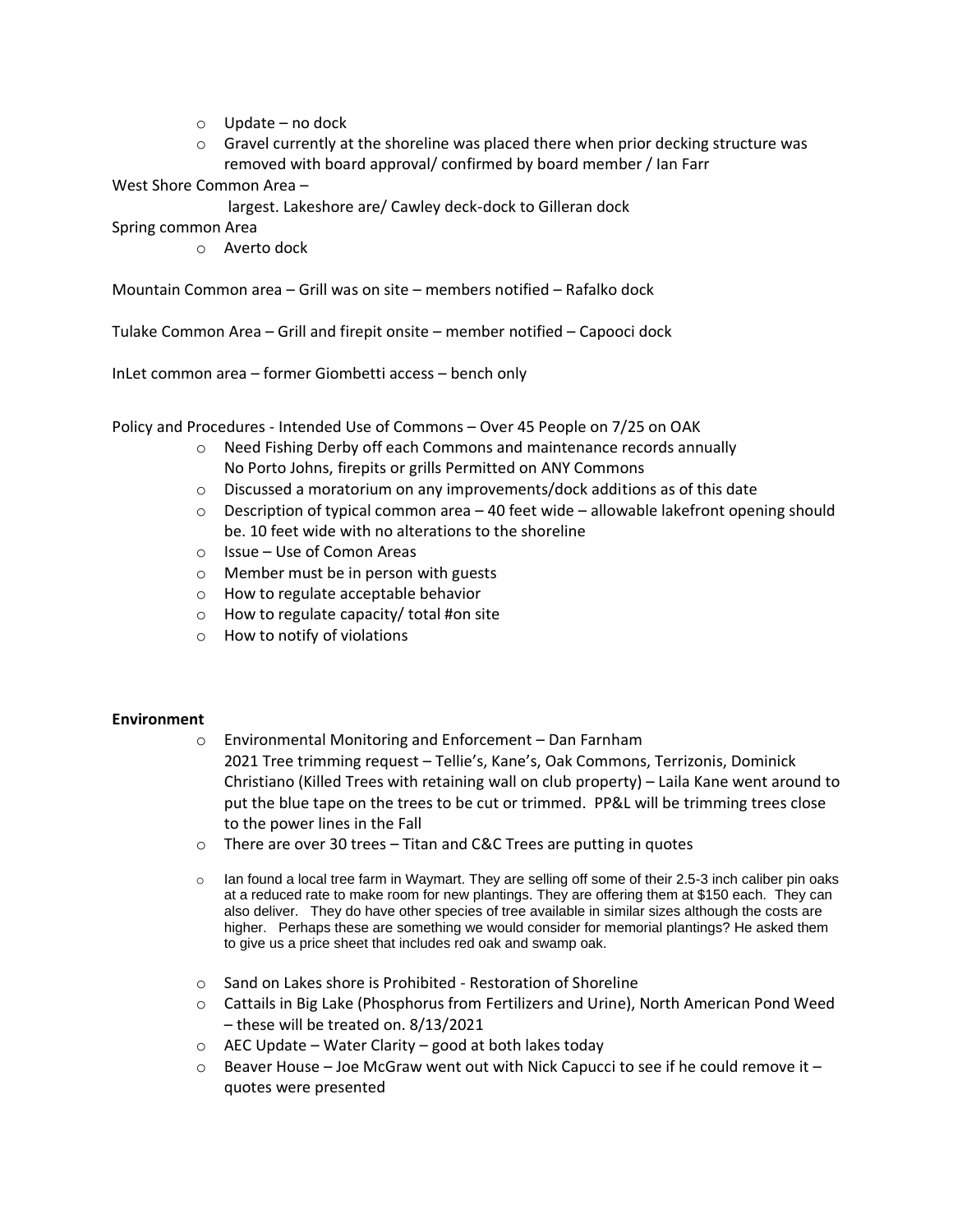- Update – no dock
- Gravel currently at the shoreline was placed there when prior decking structure was removed with board approval/ confirmed by board member / Ian Farr

West Shore Common Area –

largest. Lakeshore are/ Cawley deck-dock to Gilleran dock

Spring common Area

- Averto dock

Mountain Common area – Grill was on site – members notified – Rafalko dock

Tulake Common Area – Grill and firepit onsite – member notified – Capooci dock

InLet common area – former Giombetti access – bench only

Policy and Procedures - Intended Use of Commons – Over 45 People on 7/25 on OAK

- Need Fishing Derby off each Commons and maintenance records annually
  No Porto Johns, firepits or grills Permitted on ANY Commons
- Discussed a moratorium on any improvements/dock additions as of this date
- Description of typical common area – 40 feet wide – allowable lakefront opening should be. 10 feet wide with no alterations to the shoreline
- Issue – Use of Comon Areas
- Member must be in person with guests
- How to regulate acceptable behavior
- How to regulate capacity/ total #on site
- How to notify of violations

**Environment**

- Environmental Monitoring and Enforcement – Dan Farnham
  2021 Tree trimming request – Tellie's, Kane's, Oak Commons, Terrizonis, Dominick Christiano (Killed Trees with retaining wall on club property) – Laila Kane went around to put the blue tape on the trees to be cut or trimmed. PP&L will be trimming trees close to the power lines in the Fall
- There are over 30 trees – Titan and C&C Trees are putting in quotes
- Ian found a local tree farm in Waymart. They are selling off some of their 2.5-3 inch caliber pin oaks at a reduced rate to make room for new plantings. They are offering them at $150 each. They can also deliver. They do have other species of tree available in similar sizes although the costs are higher. Perhaps these are something we would consider for memorial plantings? He asked them to give us a price sheet that includes red oak and swamp oak.
- Sand on Lakes shore is Prohibited - Restoration of Shoreline
- Cattails in Big Lake (Phosphorus from Fertilizers and Urine), North American Pond Weed – these will be treated on. 8/13/2021
- AEC Update – Water Clarity – good at both lakes today
- Beaver House – Joe McGraw went out with Nick Capucci to see if he could remove it – quotes were presented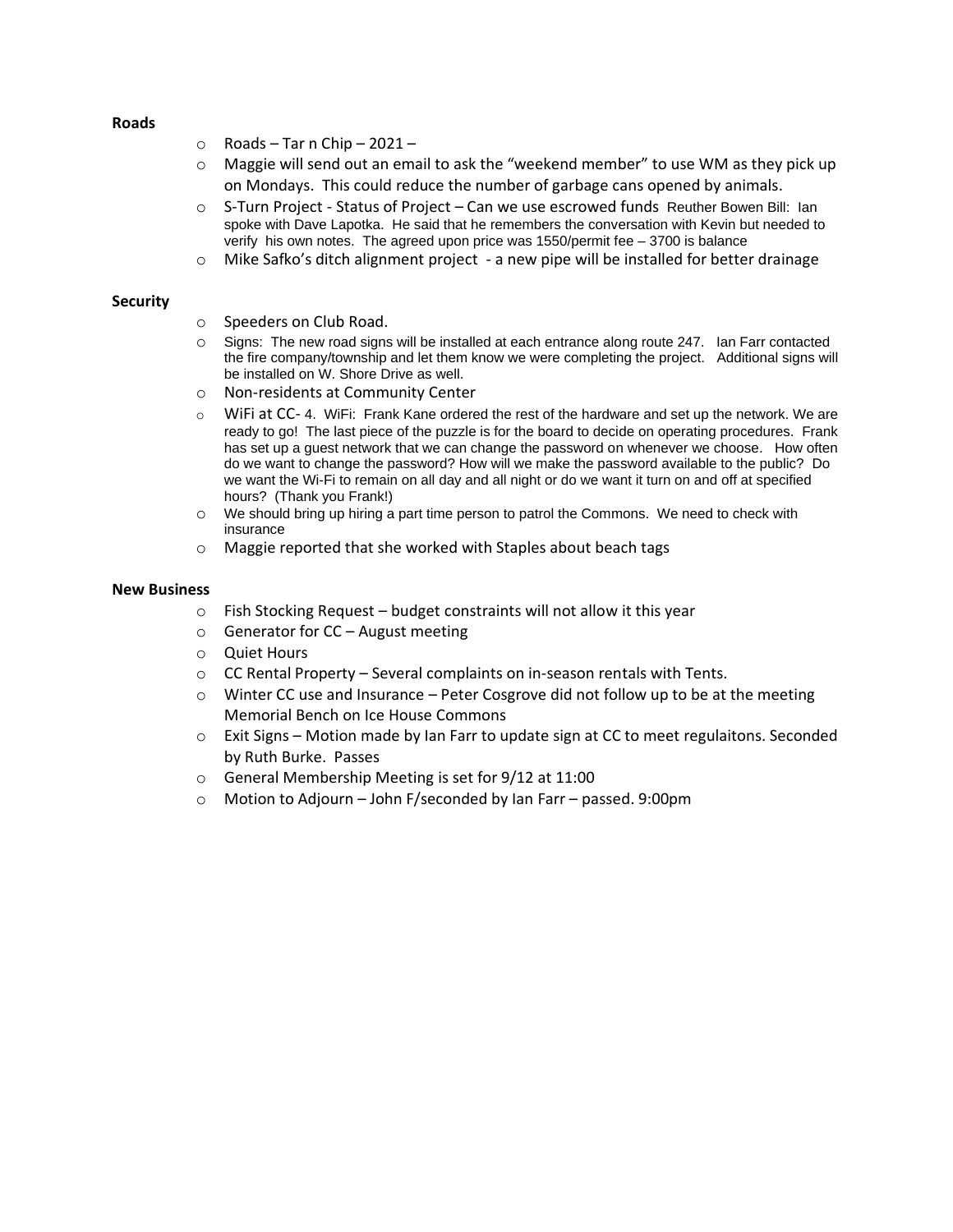**Roads**

- Roads – Tar n Chip – 2021 –
- Maggie will send out an email to ask the "weekend member" to use WM as they pick up on Mondays. This could reduce the number of garbage cans opened by animals.
- S-Turn Project - Status of Project – Can we use escrowed funds Reuther Bowen Bill: Ian spoke with Dave Lapotka. He said that he remembers the conversation with Kevin but needed to verify his own notes. The agreed upon price was 1550/permit fee – 3700 is balance
- Mike Safko's ditch alignment project - a new pipe will be installed for better drainage

**Security**

- Speeders on Club Road.
- Signs: The new road signs will be installed at each entrance along route 247. Ian Farr contacted the fire company/township and let them know we were completing the project. Additional signs will be installed on W. Shore Drive as well.
- Non-residents at Community Center
- WiFi at CC- 4. WiFi: Frank Kane ordered the rest of the hardware and set up the network. We are ready to go! The last piece of the puzzle is for the board to decide on operating procedures. Frank has set up a guest network that we can change the password on whenever we choose. How often do we want to change the password? How will we make the password available to the public? Do we want the Wi-Fi to remain on all day and all night or do we want it turn on and off at specified hours? (Thank you Frank!)
- We should bring up hiring a part time person to patrol the Commons. We need to check with insurance
- Maggie reported that she worked with Staples about beach tags

**New Business**

- Fish Stocking Request – budget constraints will not allow it this year
- Generator for CC – August meeting
- Quiet Hours
- CC Rental Property – Several complaints on in-season rentals with Tents.
- Winter CC use and Insurance – Peter Cosgrove did not follow up to be at the meeting Memorial Bench on Ice House Commons
- Exit Signs – Motion made by Ian Farr to update sign at CC to meet regulaitons. Seconded by Ruth Burke. Passes
- General Membership Meeting is set for 9/12 at 11:00
- Motion to Adjourn – John F/seconded by Ian Farr – passed. 9:00pm